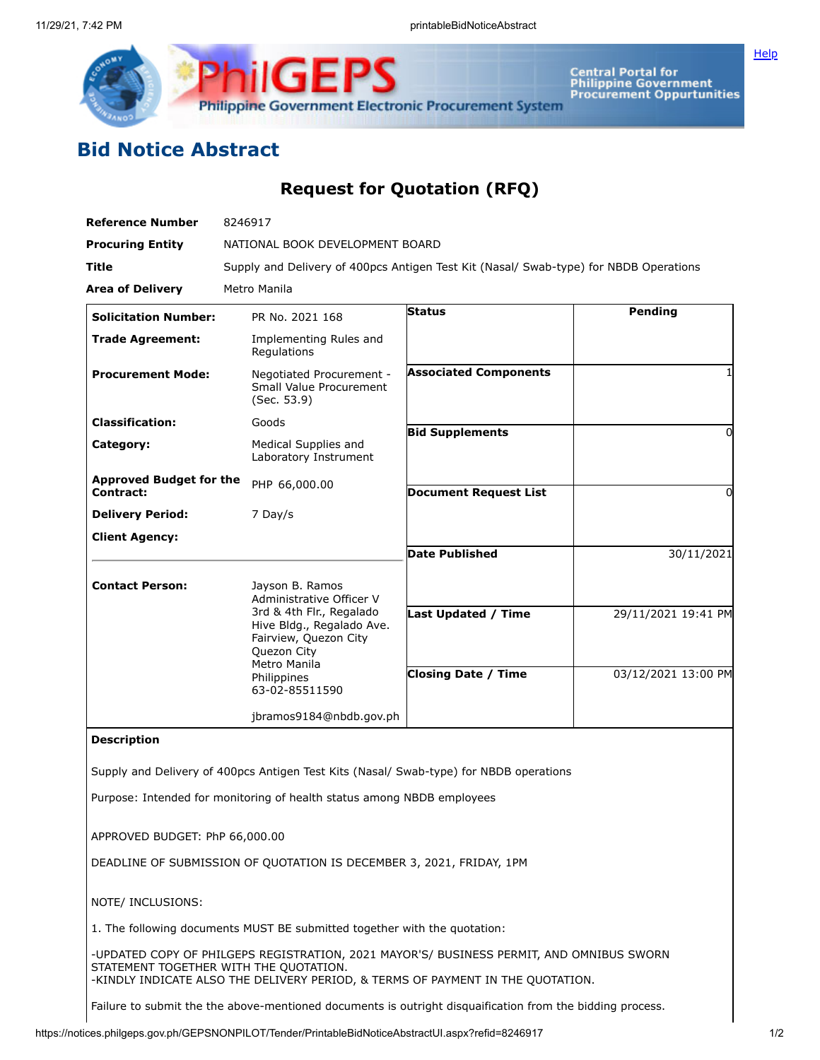# Bid Notice Abstract

## Request for Quotation (RFQ)

| | |
|---|---|
| **Reference Number** | 8246917 |
| **Procuring Entity** | NATIONAL BOOK DEVELOPMENT BOARD |
| **Title** | Supply and Delivery of 400pcs Antigen Test Kit (Nasal/ Swab-type) for NBDB Operations |
| **Area of Delivery** | Metro Manila |

| | |
|---|---|
| **Solicitation Number:** | PR No. 2021 168 |
| **Trade Agreement:** | Implementing Rules and Regulations |
| **Procurement Mode:** | Negotiated Procurement - Small Value Procurement (Sec. 53.9) |
| **Classification:** | Goods |
| **Category:** | Medical Supplies and Laboratory Instrument |
| **Approved Budget for the Contract:** | PHP 66,000.00 |
| **Delivery Period:** | 7 Day/s |
| **Client Agency:** | |
| **Contact Person:** | Jayson B. Ramos<br>Administrative Officer V<br>3rd & 4th Flr., Regalado Hive Bldg., Regalado Ave. Fairview, Quezon City<br>Quezon City<br>Metro Manila<br>Philippines<br>63-02-85511590<br><br>jbramos9184@nbdb.gov.ph |

| | |
|---|---|
| **Status** | Pending |
| **Associated Components** | 1 |
| **Bid Supplements** | 0 |
| **Document Request List** | 0 |
| **Date Published** | 30/11/2021 |
| **Last Updated / Time** | 29/11/2021 19:41 PM |
| **Closing Date / Time** | 03/12/2021 13:00 PM |

**Description**

Supply and Delivery of 400pcs Antigen Test Kits (Nasal/ Swab-type) for NBDB operations

Purpose: Intended for monitoring of health status among NBDB employees

APPROVED BUDGET: PhP 66,000.00

DEADLINE OF SUBMISSION OF QUOTATION IS DECEMBER 3, 2021, FRIDAY, 1PM

NOTE/ INCLUSIONS:

1. The following documents MUST BE submitted together with the quotation:

-UPDATED COPY OF PHILGEPS REGISTRATION, 2021 MAYOR'S/ BUSINESS PERMIT, AND OMNIBUS SWORN STATEMENT TOGETHER WITH THE QUOTATION.
-KINDLY INDICATE ALSO THE DELIVERY PERIOD, & TERMS OF PAYMENT IN THE QUOTATION.

Failure to submit the the above-mentioned documents is outright disquaification from the bidding process.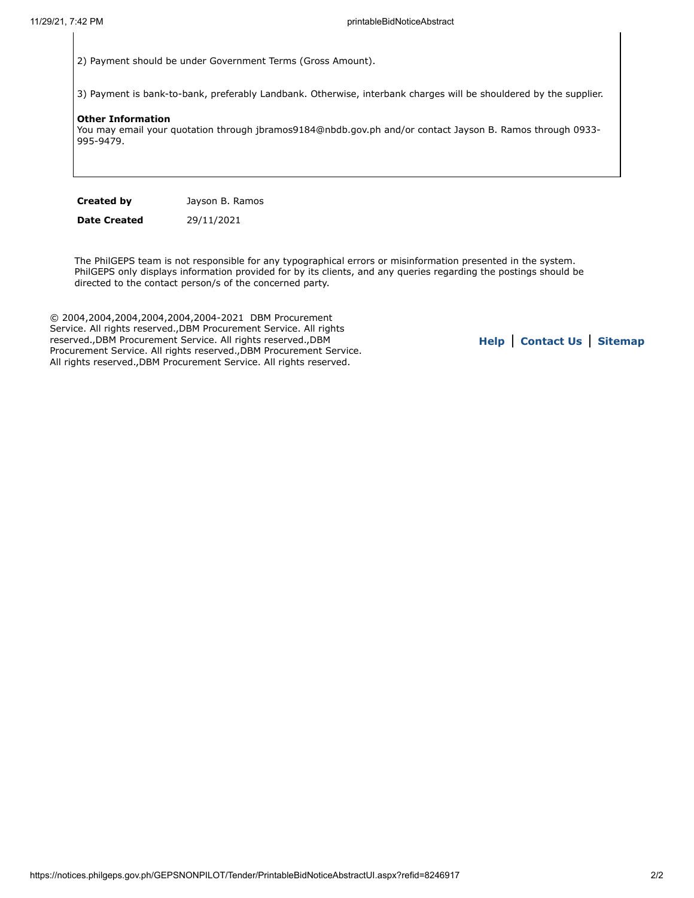2) Payment should be under Government Terms (Gross Amount).

3) Payment is bank-to-bank, preferably Landbank. Otherwise, interbank charges will be shouldered by the supplier.

**Other Information**
You may email your quotation through jbramos9184@nbdb.gov.ph and/or contact Jayson B. Ramos through 0933-995-9479.

| | |
|---|---|
| **Created by** | Jayson B. Ramos |
| **Date Created** | 29/11/2021 |

The PhilGEPS team is not responsible for any typographical errors or misinformation presented in the system. PhilGEPS only displays information provided for by its clients, and any queries regarding the postings should be directed to the contact person/s of the concerned party.

© 2004,2004,2004,2004,2004,2004-2021 DBM Procurement Service. All rights reserved.,DBM Procurement Service. All rights reserved.,DBM Procurement Service. All rights reserved.,DBM Procurement Service. All rights reserved.,DBM Procurement Service. All rights reserved.,DBM Procurement Service. All rights reserved.

**Help** | **Contact Us** | **Sitemap**